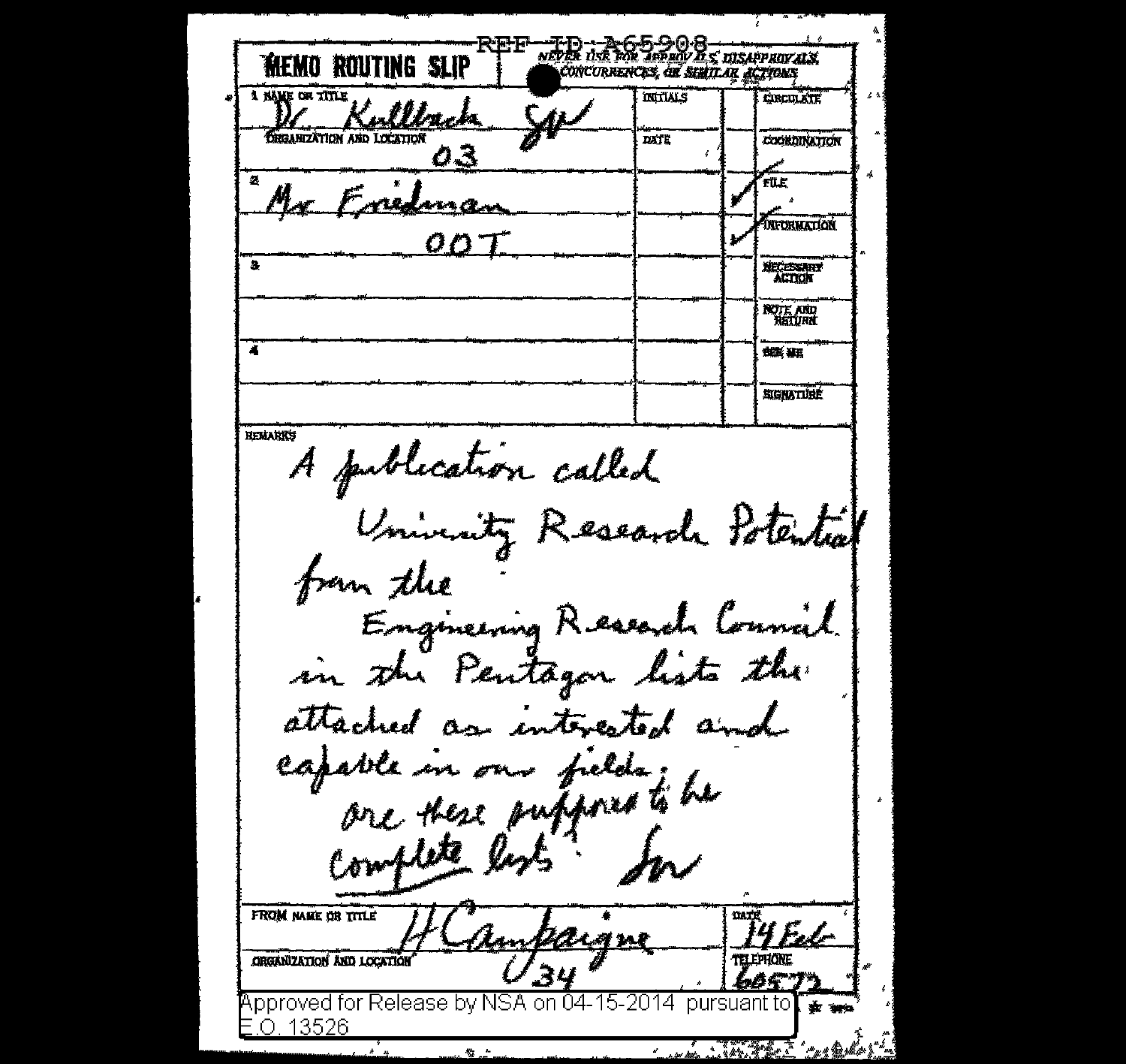REF ID:A65908

# MEMO ROUTING SLIP

NEVER USE FOR APPROVALS, DISAPPROVALS, CONCURRENCES, OR SIMILAR ACTIONS

| 1 NAME OR TITLE | INITIALS | | CIRCULATE |
|---|---|---|---|
| Dr. Kullback SW | | | |
| ORGANIZATION AND LOCATION 03 | DATE | | COORDINATION |
| 2 Mr Friedman | | ✓ | FILE |
| 00T | | ✓ | INFORMATION |
| 3 | | | NECESSARY ACTION |
| | | | NOTE AND RETURN |
| 4 | | | SEE ME |
| | | | SIGNATURE |

REMARKS

A publication called University Research Potential from the Engineering Research Council in the Pentagon lists the attached as interested and capable in our fields.

Are these supposed to be complete lists? SW

FROM NAME OR TITLE: H Campaigne

ORGANIZATION AND LOCATION: 34

DATE: 14 Feb

TELEPHONE: 60572

Approved for Release by NSA on 04-15-2014 pursuant to E.O. 13526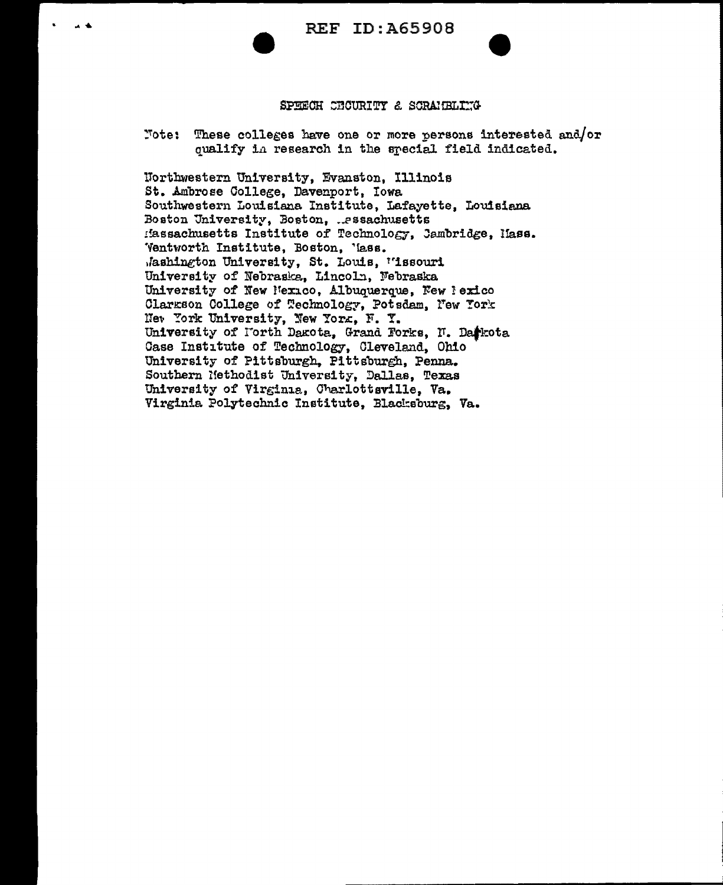## SPEECH SECURITY & SCRAMBLING

Note: These colleges have one or more persons interested and/or qualify in research in the special field indicated.

Northwestern University, Evanston, Illinois
St. Ambrose College, Davenport, Iowa
Southwestern Louisiana Institute, Lafayette, Louisiana
Boston University, Boston, Massachusetts
Massachusetts Institute of Technology, Cambridge, Mass.
Wentworth Institute, Boston, Mass.
Washington University, St. Louis, Missouri
University of Nebraska, Lincoln, Nebraska
University of New Mexico, Albuquerque, New Mexico
Clarkson College of Technology, Potsdam, New York
New York University, New York, N. Y.
University of North Dakota, Grand Forks, N. Dakota
Case Institute of Technology, Cleveland, Ohio
University of Pittsburgh, Pittsburgh, Penna.
Southern Methodist University, Dallas, Texas
University of Virginia, Charlottsville, Va.
Virginia Polytechnic Institute, Blacksburg, Va.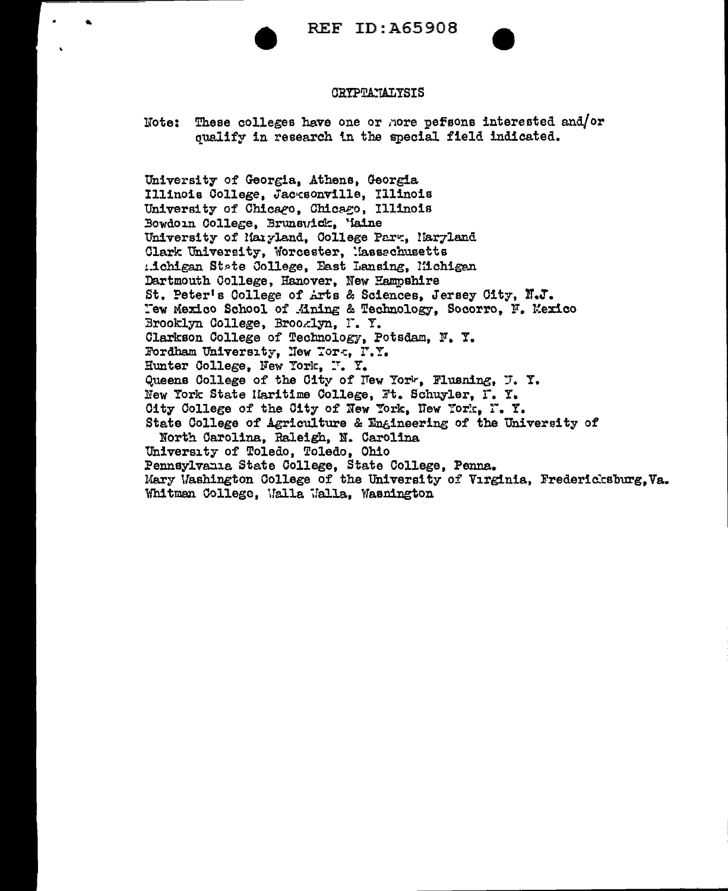CRYPTANALYSIS

Note: These colleges have one or more pefsons interested and/or qualify in research in the special field indicated.

University of Georgia, Athens, Georgia
Illinois College, Jacksonville, Illinois
University of Chicago, Chicago, Illinois
Bowdoin College, Brunswick, Maine
University of Maryland, College Park, Maryland
Clark University, Worcester, Massachusetts
Michigan State College, East Lansing, Michigan
Dartmouth College, Hanover, New Hampshire
St. Peter's College of Arts & Sciences, Jersey City, N.J.
New Mexico School of Mining & Technology, Socorro, N. Mexico
Brooklyn College, Brooklyn, N. Y.
Clarkson College of Technology, Potsdam, N. Y.
Fordham University, New York, N.Y.
Hunter College, New York, N. Y.
Queens College of the City of New York, Flushing, N. Y.
New York State Maritime College, Ft. Schuyler, N. Y.
City College of the City of New York, New York, N. Y.
State College of Agriculture & Engineering of the University of North Carolina, Raleigh, N. Carolina
University of Toledo, Toledo, Ohio
Pennsylvania State College, State College, Penna.
Mary Washington College of the University of Virginia, Fredericksburg, Va.
Whitman College, Walla Walla, Washington